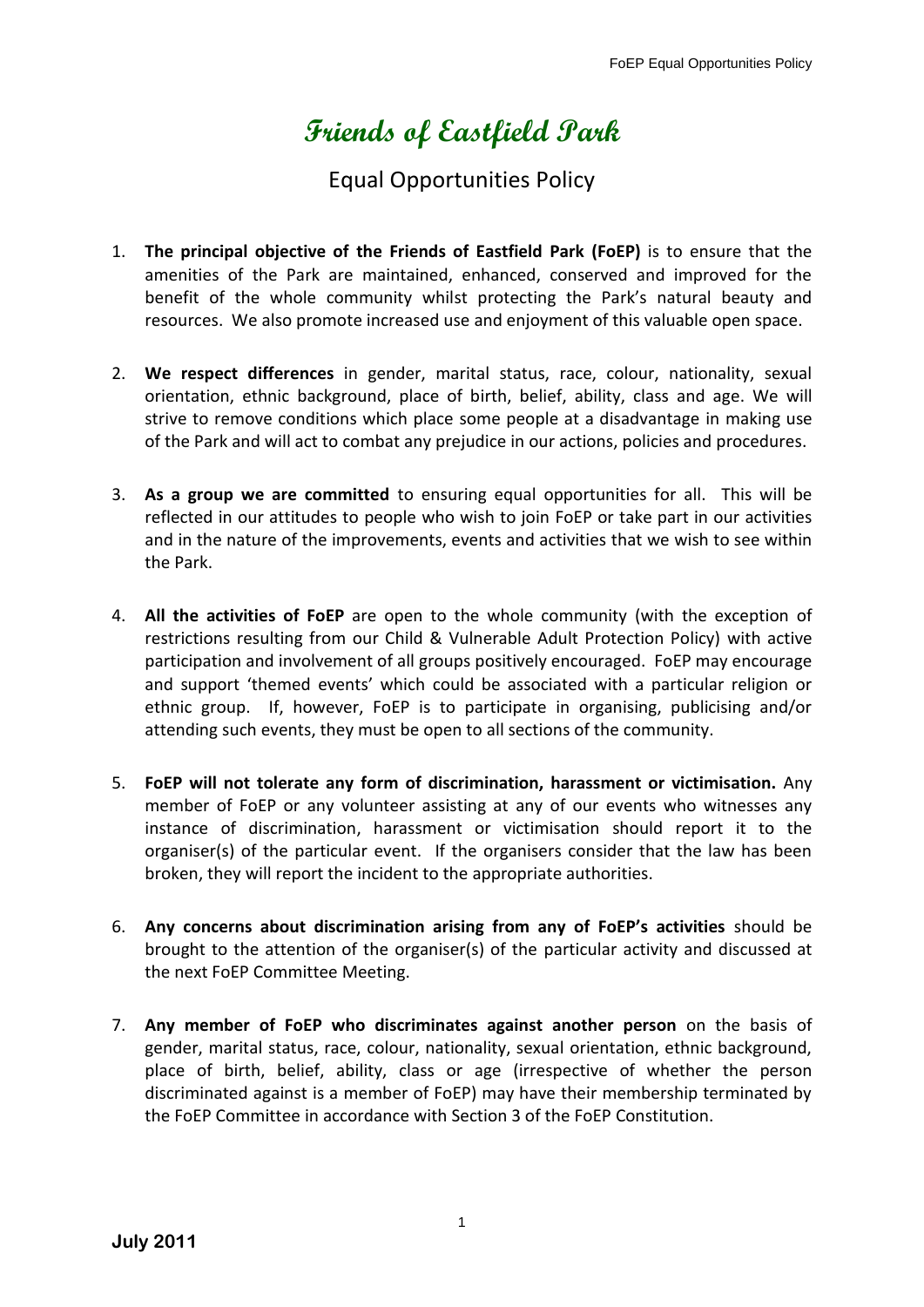# Friends of Eastfield Park

## Equal Opportunities Policy

1. **The principal objective of the Friends of Eastfield Park (FoEP)** is to ensure that the amenities of the Park are maintained, enhanced, conserved and improved for the benefit of the whole community whilst protecting the Park's natural beauty and resources. We also promote increased use and enjoyment of this valuable open space.

2. **We respect differences** in gender, marital status, race, colour, nationality, sexual orientation, ethnic background, place of birth, belief, ability, class and age. We will strive to remove conditions which place some people at a disadvantage in making use of the Park and will act to combat any prejudice in our actions, policies and procedures.

3. **As a group we are committed** to ensuring equal opportunities for all. This will be reflected in our attitudes to people who wish to join FoEP or take part in our activities and in the nature of the improvements, events and activities that we wish to see within the Park.

4. **All the activities of FoEP** are open to the whole community (with the exception of restrictions resulting from our Child & Vulnerable Adult Protection Policy) with active participation and involvement of all groups positively encouraged. FoEP may encourage and support 'themed events' which could be associated with a particular religion or ethnic group. If, however, FoEP is to participate in organising, publicising and/or attending such events, they must be open to all sections of the community.

5. **FoEP will not tolerate any form of discrimination, harassment or victimisation.** Any member of FoEP or any volunteer assisting at any of our events who witnesses any instance of discrimination, harassment or victimisation should report it to the organiser(s) of the particular event. If the organisers consider that the law has been broken, they will report the incident to the appropriate authorities.

6. **Any concerns about discrimination arising from any of FoEP's activities** should be brought to the attention of the organiser(s) of the particular activity and discussed at the next FoEP Committee Meeting.

7. **Any member of FoEP who discriminates against another person** on the basis of gender, marital status, race, colour, nationality, sexual orientation, ethnic background, place of birth, belief, ability, class or age (irrespective of whether the person discriminated against is a member of FoEP) may have their membership terminated by the FoEP Committee in accordance with Section 3 of the FoEP Constitution.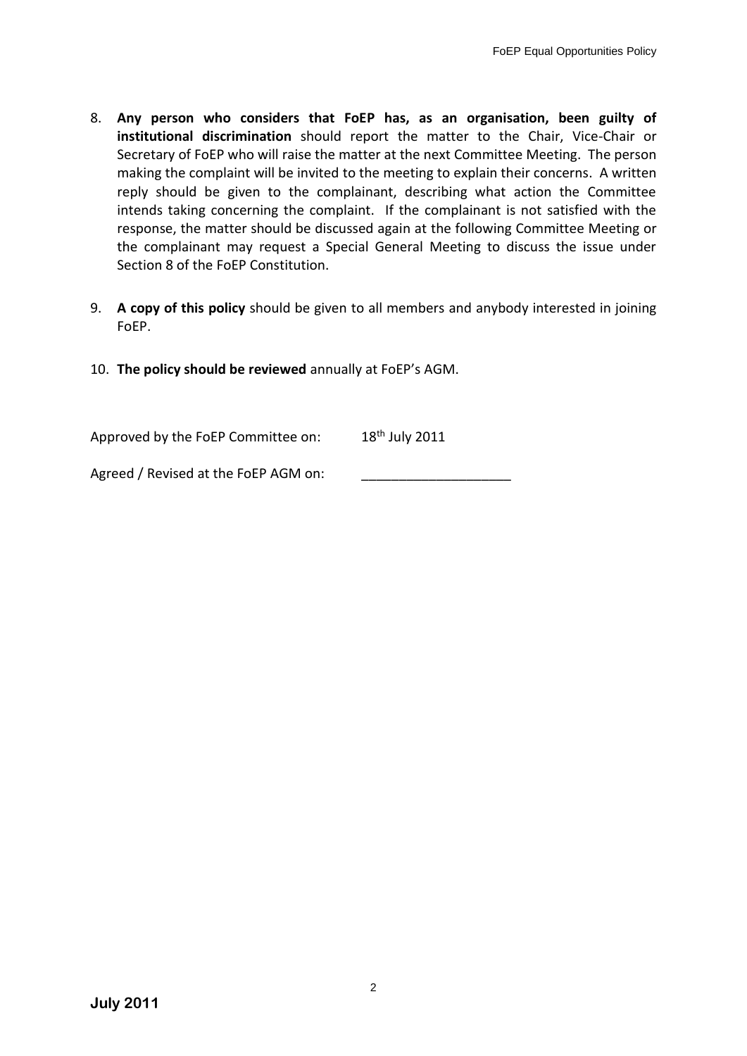8. **Any person who considers that FoEP has, as an organisation, been guilty of institutional discrimination** should report the matter to the Chair, Vice-Chair or Secretary of FoEP who will raise the matter at the next Committee Meeting. The person making the complaint will be invited to the meeting to explain their concerns. A written reply should be given to the complainant, describing what action the Committee intends taking concerning the complaint. If the complainant is not satisfied with the response, the matter should be discussed again at the following Committee Meeting or the complainant may request a Special General Meeting to discuss the issue under Section 8 of the FoEP Constitution.

9. **A copy of this policy** should be given to all members and anybody interested in joining FoEP.

10. **The policy should be reviewed** annually at FoEP's AGM.

Approved by the FoEP Committee on: 18th July 2011

Agreed / Revised at the FoEP AGM on: ____________________